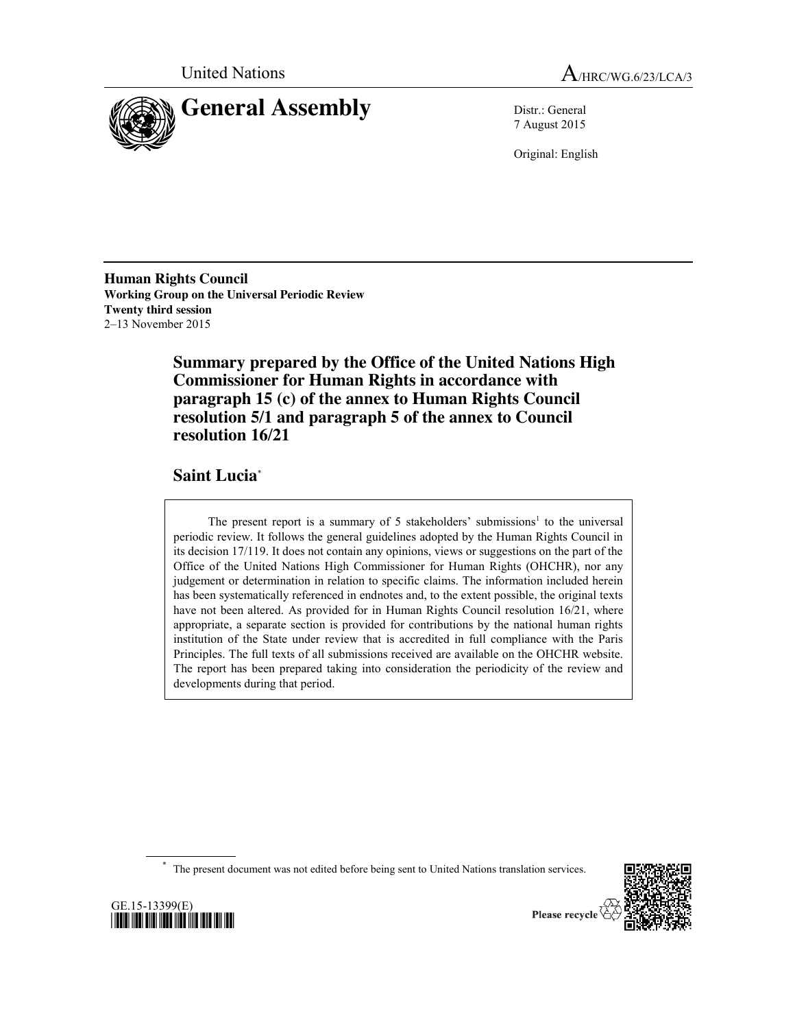United Nations

A/HRC/WG.6/23/LCA/3

# General Assembly

Distr.: General
7 August 2015

Original: English

**Human Rights Council**
**Working Group on the Universal Periodic Review**
**Twenty third session**
2–13 November 2015

## Summary prepared by the Office of the United Nations High Commissioner for Human Rights in accordance with paragraph 15 (c) of the annex to Human Rights Council resolution 5/1 and paragraph 5 of the annex to Council resolution 16/21

## Saint Lucia*

The present report is a summary of 5 stakeholders' submissions[1] to the universal periodic review. It follows the general guidelines adopted by the Human Rights Council in its decision 17/119. It does not contain any opinions, views or suggestions on the part of the Office of the United Nations High Commissioner for Human Rights (OHCHR), nor any judgement or determination in relation to specific claims. The information included herein has been systematically referenced in endnotes and, to the extent possible, the original texts have not been altered. As provided for in Human Rights Council resolution 16/21, where appropriate, a separate section is provided for contributions by the national human rights institution of the State under review that is accredited in full compliance with the Paris Principles. The full texts of all submissions received are available on the OHCHR website. The report has been prepared taking into consideration the periodicity of the review and developments during that period.

* The present document was not edited before being sent to United Nations translation services.

GE.15-13399(E)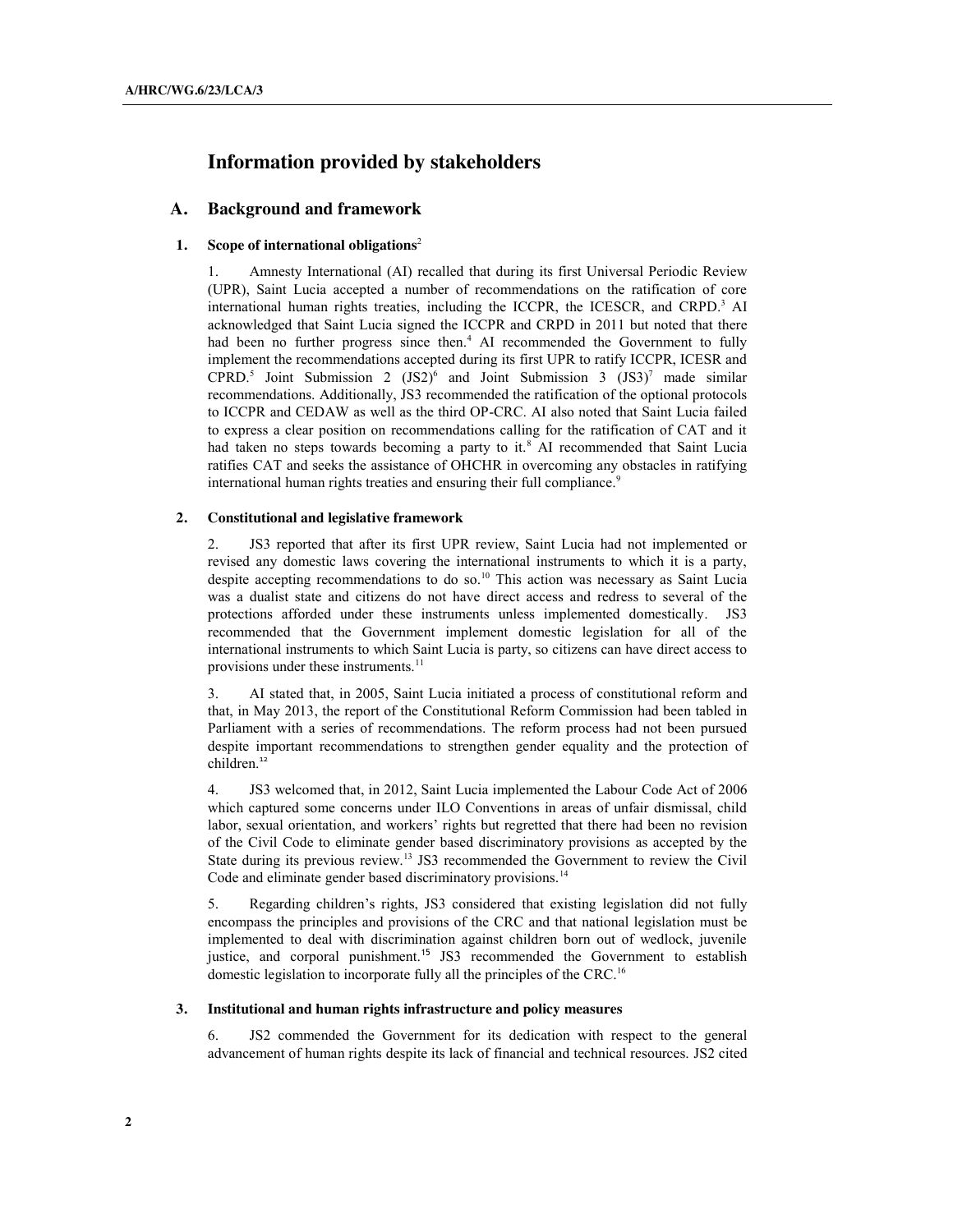# Information provided by stakeholders

## A. Background and framework

### 1. Scope of international obligations[2]

1. Amnesty International (AI) recalled that during its first Universal Periodic Review (UPR), Saint Lucia accepted a number of recommendations on the ratification of core international human rights treaties, including the ICCPR, the ICESCR, and CRPD.[3] AI acknowledged that Saint Lucia signed the ICCPR and CRPD in 2011 but noted that there had been no further progress since then.[4] AI recommended the Government to fully implement the recommendations accepted during its first UPR to ratify ICCPR, ICESR and CPRD.[5] Joint Submission 2 (JS2)[6] and Joint Submission 3 (JS3)[7] made similar recommendations. Additionally, JS3 recommended the ratification of the optional protocols to ICCPR and CEDAW as well as the third OP-CRC. AI also noted that Saint Lucia failed to express a clear position on recommendations calling for the ratification of CAT and it had taken no steps towards becoming a party to it.[8] AI recommended that Saint Lucia ratifies CAT and seeks the assistance of OHCHR in overcoming any obstacles in ratifying international human rights treaties and ensuring their full compliance.[9]

### 2. Constitutional and legislative framework

2. JS3 reported that after its first UPR review, Saint Lucia had not implemented or revised any domestic laws covering the international instruments to which it is a party, despite accepting recommendations to do so.[10] This action was necessary as Saint Lucia was a dualist state and citizens do not have direct access and redress to several of the protections afforded under these instruments unless implemented domestically. JS3 recommended that the Government implement domestic legislation for all of the international instruments to which Saint Lucia is party, so citizens can have direct access to provisions under these instruments.[11]

3. AI stated that, in 2005, Saint Lucia initiated a process of constitutional reform and that, in May 2013, the report of the Constitutional Reform Commission had been tabled in Parliament with a series of recommendations. The reform process had not been pursued despite important recommendations to strengthen gender equality and the protection of children.[12]

4. JS3 welcomed that, in 2012, Saint Lucia implemented the Labour Code Act of 2006 which captured some concerns under ILO Conventions in areas of unfair dismissal, child labor, sexual orientation, and workers' rights but regretted that there had been no revision of the Civil Code to eliminate gender based discriminatory provisions as accepted by the State during its previous review.[13] JS3 recommended the Government to review the Civil Code and eliminate gender based discriminatory provisions.[14]

5. Regarding children's rights, JS3 considered that existing legislation did not fully encompass the principles and provisions of the CRC and that national legislation must be implemented to deal with discrimination against children born out of wedlock, juvenile justice, and corporal punishment.[15] JS3 recommended the Government to establish domestic legislation to incorporate fully all the principles of the CRC.[16]

### 3. Institutional and human rights infrastructure and policy measures

6. JS2 commended the Government for its dedication with respect to the general advancement of human rights despite its lack of financial and technical resources. JS2 cited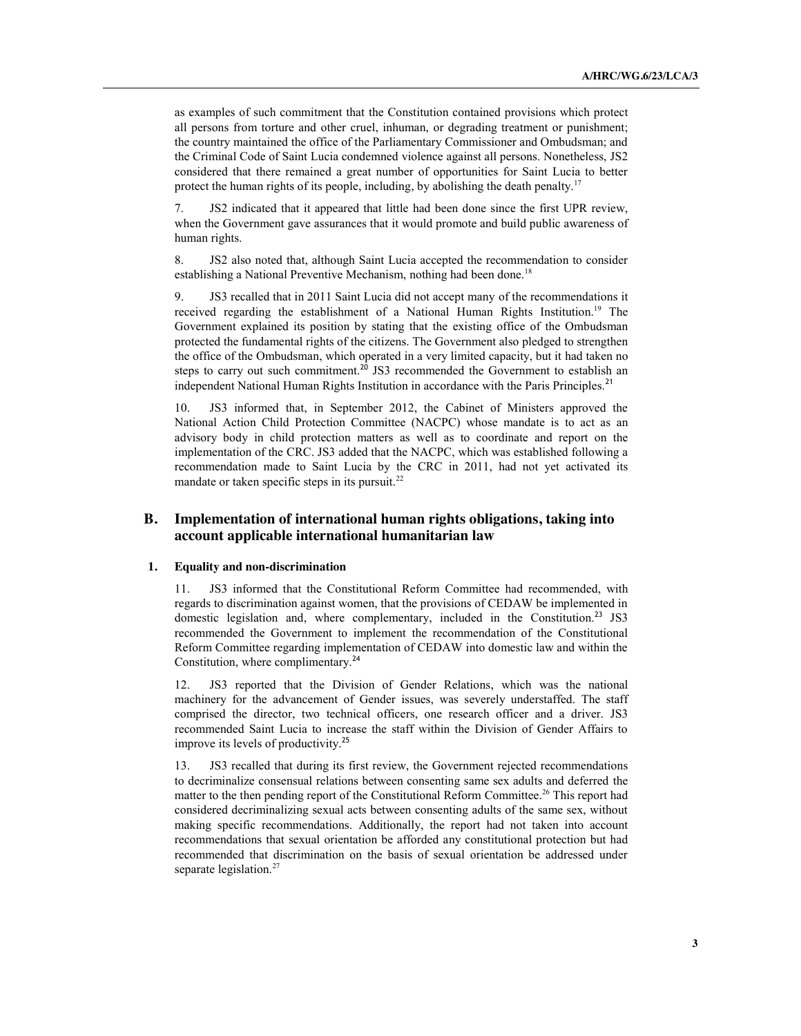as examples of such commitment that the Constitution contained provisions which protect all persons from torture and other cruel, inhuman, or degrading treatment or punishment; the country maintained the office of the Parliamentary Commissioner and Ombudsman; and the Criminal Code of Saint Lucia condemned violence against all persons. Nonetheless, JS2 considered that there remained a great number of opportunities for Saint Lucia to better protect the human rights of its people, including, by abolishing the death penalty.[17]

7. JS2 indicated that it appeared that little had been done since the first UPR review, when the Government gave assurances that it would promote and build public awareness of human rights.

8. JS2 also noted that, although Saint Lucia accepted the recommendation to consider establishing a National Preventive Mechanism, nothing had been done.[18]

9. JS3 recalled that in 2011 Saint Lucia did not accept many of the recommendations it received regarding the establishment of a National Human Rights Institution.[19] The Government explained its position by stating that the existing office of the Ombudsman protected the fundamental rights of the citizens. The Government also pledged to strengthen the office of the Ombudsman, which operated in a very limited capacity, but it had taken no steps to carry out such commitment.[20] JS3 recommended the Government to establish an independent National Human Rights Institution in accordance with the Paris Principles.[21]

10. JS3 informed that, in September 2012, the Cabinet of Ministers approved the National Action Child Protection Committee (NACPC) whose mandate is to act as an advisory body in child protection matters as well as to coordinate and report on the implementation of the CRC. JS3 added that the NACPC, which was established following a recommendation made to Saint Lucia by the CRC in 2011, had not yet activated its mandate or taken specific steps in its pursuit.[22]

## B. Implementation of international human rights obligations, taking into account applicable international humanitarian law

### 1. Equality and non-discrimination

11. JS3 informed that the Constitutional Reform Committee had recommended, with regards to discrimination against women, that the provisions of CEDAW be implemented in domestic legislation and, where complementary, included in the Constitution.[23] JS3 recommended the Government to implement the recommendation of the Constitutional Reform Committee regarding implementation of CEDAW into domestic law and within the Constitution, where complimentary.[24]

12. JS3 reported that the Division of Gender Relations, which was the national machinery for the advancement of Gender issues, was severely understaffed. The staff comprised the director, two technical officers, one research officer and a driver. JS3 recommended Saint Lucia to increase the staff within the Division of Gender Affairs to improve its levels of productivity.[25]

13. JS3 recalled that during its first review, the Government rejected recommendations to decriminalize consensual relations between consenting same sex adults and deferred the matter to the then pending report of the Constitutional Reform Committee.[26] This report had considered decriminalizing sexual acts between consenting adults of the same sex, without making specific recommendations. Additionally, the report had not taken into account recommendations that sexual orientation be afforded any constitutional protection but had recommended that discrimination on the basis of sexual orientation be addressed under separate legislation.[27]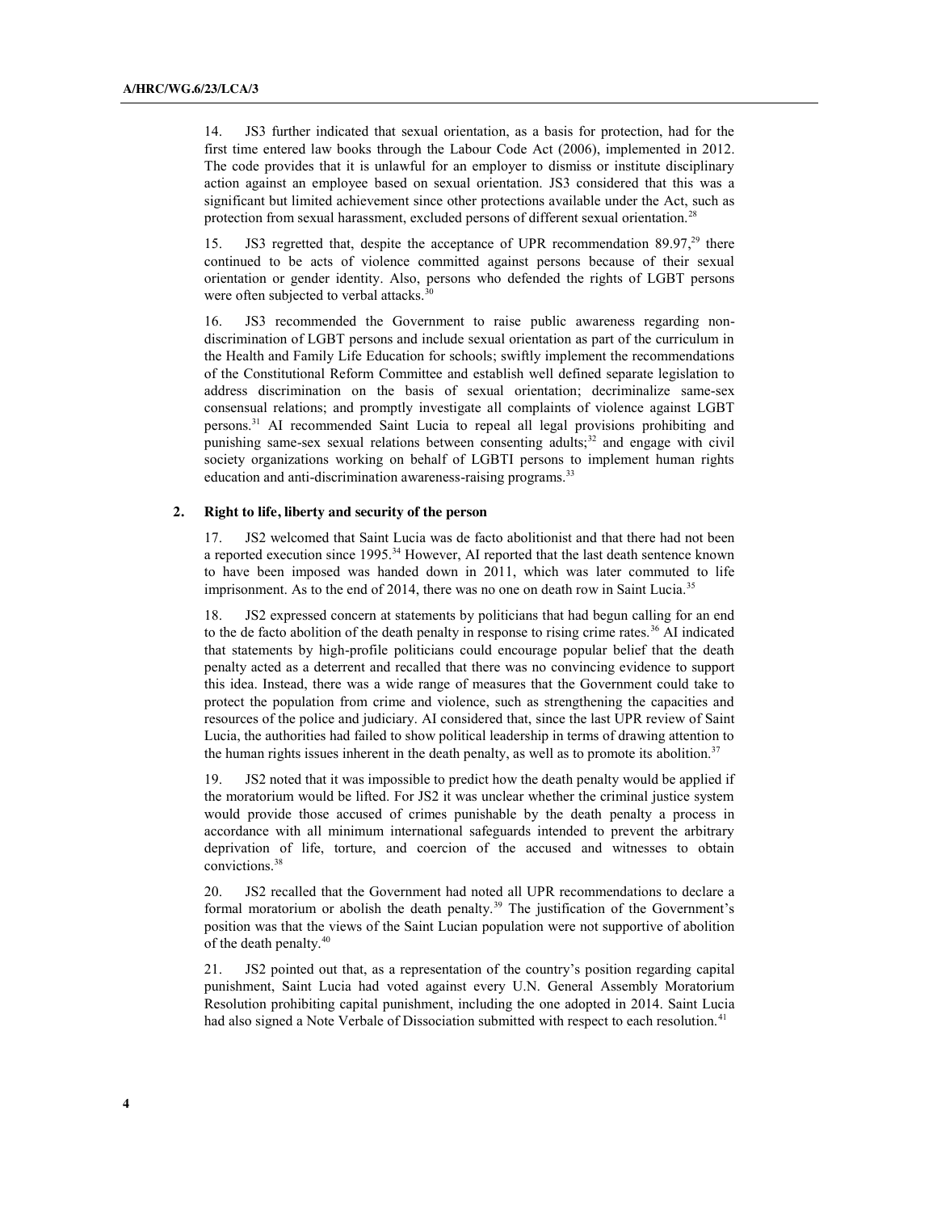14. JS3 further indicated that sexual orientation, as a basis for protection, had for the first time entered law books through the Labour Code Act (2006), implemented in 2012. The code provides that it is unlawful for an employer to dismiss or institute disciplinary action against an employee based on sexual orientation. JS3 considered that this was a significant but limited achievement since other protections available under the Act, such as protection from sexual harassment, excluded persons of different sexual orientation.[28]

15. JS3 regretted that, despite the acceptance of UPR recommendation 89.97,[29] there continued to be acts of violence committed against persons because of their sexual orientation or gender identity. Also, persons who defended the rights of LGBT persons were often subjected to verbal attacks.[30]

16. JS3 recommended the Government to raise public awareness regarding non-discrimination of LGBT persons and include sexual orientation as part of the curriculum in the Health and Family Life Education for schools; swiftly implement the recommendations of the Constitutional Reform Committee and establish well defined separate legislation to address discrimination on the basis of sexual orientation; decriminalize same-sex consensual relations; and promptly investigate all complaints of violence against LGBT persons.[31] AI recommended Saint Lucia to repeal all legal provisions prohibiting and punishing same-sex sexual relations between consenting adults;[32] and engage with civil society organizations working on behalf of LGBTI persons to implement human rights education and anti-discrimination awareness-raising programs.[33]

### 2. Right to life, liberty and security of the person

17. JS2 welcomed that Saint Lucia was de facto abolitionist and that there had not been a reported execution since 1995.[34] However, AI reported that the last death sentence known to have been imposed was handed down in 2011, which was later commuted to life imprisonment. As to the end of 2014, there was no one on death row in Saint Lucia.[35]

18. JS2 expressed concern at statements by politicians that had begun calling for an end to the de facto abolition of the death penalty in response to rising crime rates.[36] AI indicated that statements by high-profile politicians could encourage popular belief that the death penalty acted as a deterrent and recalled that there was no convincing evidence to support this idea. Instead, there was a wide range of measures that the Government could take to protect the population from crime and violence, such as strengthening the capacities and resources of the police and judiciary. AI considered that, since the last UPR review of Saint Lucia, the authorities had failed to show political leadership in terms of drawing attention to the human rights issues inherent in the death penalty, as well as to promote its abolition.[37]

19. JS2 noted that it was impossible to predict how the death penalty would be applied if the moratorium would be lifted. For JS2 it was unclear whether the criminal justice system would provide those accused of crimes punishable by the death penalty a process in accordance with all minimum international safeguards intended to prevent the arbitrary deprivation of life, torture, and coercion of the accused and witnesses to obtain convictions.[38]

20. JS2 recalled that the Government had noted all UPR recommendations to declare a formal moratorium or abolish the death penalty.[39] The justification of the Government's position was that the views of the Saint Lucian population were not supportive of abolition of the death penalty.[40]

21. JS2 pointed out that, as a representation of the country's position regarding capital punishment, Saint Lucia had voted against every U.N. General Assembly Moratorium Resolution prohibiting capital punishment, including the one adopted in 2014. Saint Lucia had also signed a Note Verbale of Dissociation submitted with respect to each resolution.[41]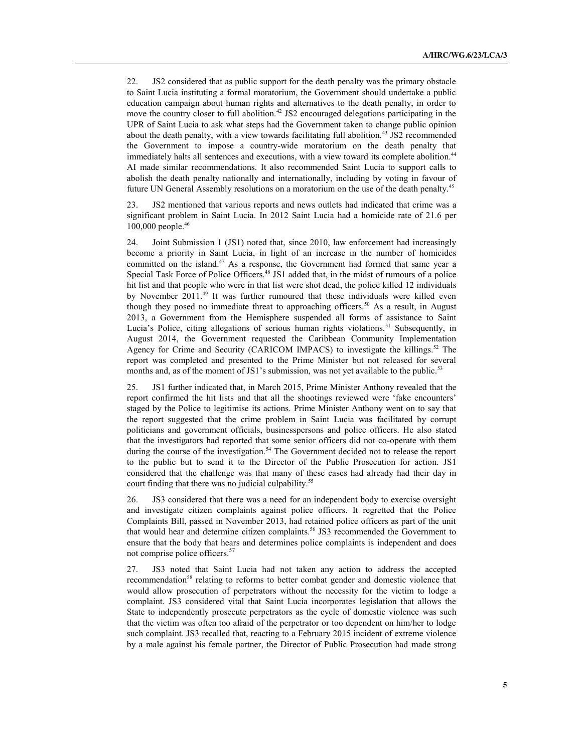22. JS2 considered that as public support for the death penalty was the primary obstacle to Saint Lucia instituting a formal moratorium, the Government should undertake a public education campaign about human rights and alternatives to the death penalty, in order to move the country closer to full abolition.[42] JS2 encouraged delegations participating in the UPR of Saint Lucia to ask what steps had the Government taken to change public opinion about the death penalty, with a view towards facilitating full abolition.[43] JS2 recommended the Government to impose a country-wide moratorium on the death penalty that immediately halts all sentences and executions, with a view toward its complete abolition.[44] AI made similar recommendations. It also recommended Saint Lucia to support calls to abolish the death penalty nationally and internationally, including by voting in favour of future UN General Assembly resolutions on a moratorium on the use of the death penalty.[45]

23. JS2 mentioned that various reports and news outlets had indicated that crime was a significant problem in Saint Lucia. In 2012 Saint Lucia had a homicide rate of 21.6 per 100,000 people.[46]

24. Joint Submission 1 (JS1) noted that, since 2010, law enforcement had increasingly become a priority in Saint Lucia, in light of an increase in the number of homicides committed on the island.[47] As a response, the Government had formed that same year a Special Task Force of Police Officers.[48] JS1 added that, in the midst of rumours of a police hit list and that people who were in that list were shot dead, the police killed 12 individuals by November 2011.[49] It was further rumoured that these individuals were killed even though they posed no immediate threat to approaching officers.[50] As a result, in August 2013, a Government from the Hemisphere suspended all forms of assistance to Saint Lucia's Police, citing allegations of serious human rights violations.[51] Subsequently, in August 2014, the Government requested the Caribbean Community Implementation Agency for Crime and Security (CARICOM IMPACS) to investigate the killings.[52] The report was completed and presented to the Prime Minister but not released for several months and, as of the moment of JS1's submission, was not yet available to the public.[53]

25. JS1 further indicated that, in March 2015, Prime Minister Anthony revealed that the report confirmed the hit lists and that all the shootings reviewed were 'fake encounters' staged by the Police to legitimise its actions. Prime Minister Anthony went on to say that the report suggested that the crime problem in Saint Lucia was facilitated by corrupt politicians and government officials, businesspersons and police officers. He also stated that the investigators had reported that some senior officers did not co-operate with them during the course of the investigation.[54] The Government decided not to release the report to the public but to send it to the Director of the Public Prosecution for action. JS1 considered that the challenge was that many of these cases had already had their day in court finding that there was no judicial culpability.[55]

26. JS3 considered that there was a need for an independent body to exercise oversight and investigate citizen complaints against police officers. It regretted that the Police Complaints Bill, passed in November 2013, had retained police officers as part of the unit that would hear and determine citizen complaints.[56] JS3 recommended the Government to ensure that the body that hears and determines police complaints is independent and does not comprise police officers.[57]

27. JS3 noted that Saint Lucia had not taken any action to address the accepted recommendation[58] relating to reforms to better combat gender and domestic violence that would allow prosecution of perpetrators without the necessity for the victim to lodge a complaint. JS3 considered vital that Saint Lucia incorporates legislation that allows the State to independently prosecute perpetrators as the cycle of domestic violence was such that the victim was often too afraid of the perpetrator or too dependent on him/her to lodge such complaint. JS3 recalled that, reacting to a February 2015 incident of extreme violence by a male against his female partner, the Director of Public Prosecution had made strong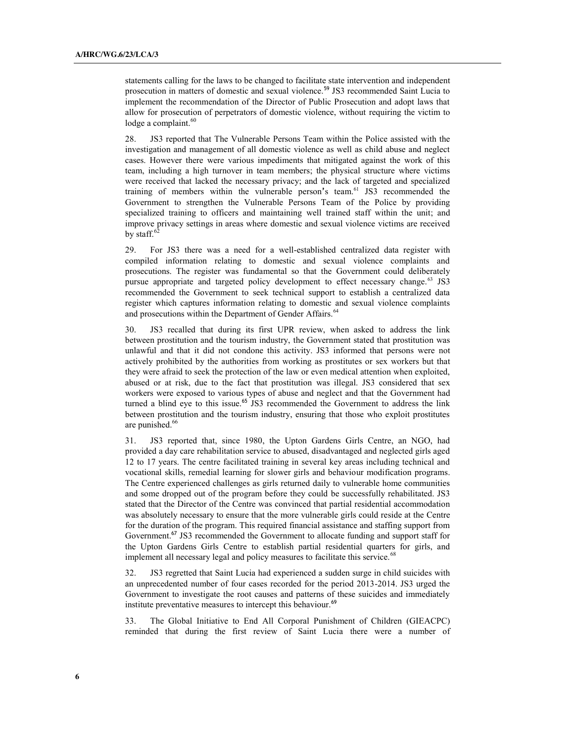statements calling for the laws to be changed to facilitate state intervention and independent prosecution in matters of domestic and sexual violence.[59] JS3 recommended Saint Lucia to implement the recommendation of the Director of Public Prosecution and adopt laws that allow for prosecution of perpetrators of domestic violence, without requiring the victim to lodge a complaint.[60]

28. JS3 reported that The Vulnerable Persons Team within the Police assisted with the investigation and management of all domestic violence as well as child abuse and neglect cases. However there were various impediments that mitigated against the work of this team, including a high turnover in team members; the physical structure where victims were received that lacked the necessary privacy; and the lack of targeted and specialized training of members within the vulnerable person's team.[61] JS3 recommended the Government to strengthen the Vulnerable Persons Team of the Police by providing specialized training to officers and maintaining well trained staff within the unit; and improve privacy settings in areas where domestic and sexual violence victims are received by staff.[62]

29. For JS3 there was a need for a well-established centralized data register with compiled information relating to domestic and sexual violence complaints and prosecutions. The register was fundamental so that the Government could deliberately pursue appropriate and targeted policy development to effect necessary change.[63] JS3 recommended the Government to seek technical support to establish a centralized data register which captures information relating to domestic and sexual violence complaints and prosecutions within the Department of Gender Affairs.[64]

30. JS3 recalled that during its first UPR review, when asked to address the link between prostitution and the tourism industry, the Government stated that prostitution was unlawful and that it did not condone this activity. JS3 informed that persons were not actively prohibited by the authorities from working as prostitutes or sex workers but that they were afraid to seek the protection of the law or even medical attention when exploited, abused or at risk, due to the fact that prostitution was illegal. JS3 considered that sex workers were exposed to various types of abuse and neglect and that the Government had turned a blind eye to this issue.[65] JS3 recommended the Government to address the link between prostitution and the tourism industry, ensuring that those who exploit prostitutes are punished.[66]

31. JS3 reported that, since 1980, the Upton Gardens Girls Centre, an NGO, had provided a day care rehabilitation service to abused, disadvantaged and neglected girls aged 12 to 17 years. The centre facilitated training in several key areas including technical and vocational skills, remedial learning for slower girls and behaviour modification programs. The Centre experienced challenges as girls returned daily to vulnerable home communities and some dropped out of the program before they could be successfully rehabilitated. JS3 stated that the Director of the Centre was convinced that partial residential accommodation was absolutely necessary to ensure that the more vulnerable girls could reside at the Centre for the duration of the program. This required financial assistance and staffing support from Government.[67] JS3 recommended the Government to allocate funding and support staff for the Upton Gardens Girls Centre to establish partial residential quarters for girls, and implement all necessary legal and policy measures to facilitate this service.[68]

32. JS3 regretted that Saint Lucia had experienced a sudden surge in child suicides with an unprecedented number of four cases recorded for the period 2013-2014. JS3 urged the Government to investigate the root causes and patterns of these suicides and immediately institute preventative measures to intercept this behaviour.[69]

33. The Global Initiative to End All Corporal Punishment of Children (GIEACPC) reminded that during the first review of Saint Lucia there were a number of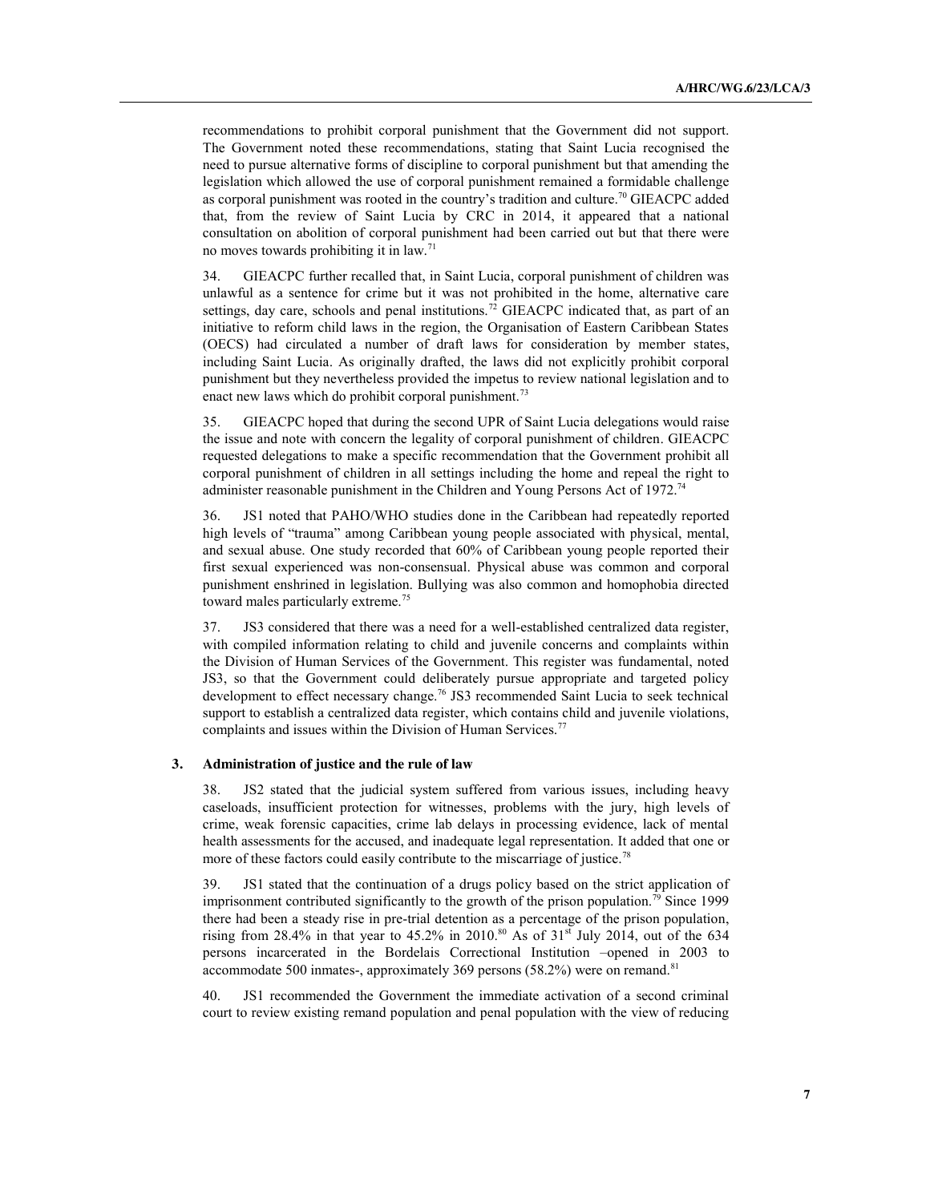recommendations to prohibit corporal punishment that the Government did not support. The Government noted these recommendations, stating that Saint Lucia recognised the need to pursue alternative forms of discipline to corporal punishment but that amending the legislation which allowed the use of corporal punishment remained a formidable challenge as corporal punishment was rooted in the country's tradition and culture.[70] GIEACPC added that, from the review of Saint Lucia by CRC in 2014, it appeared that a national consultation on abolition of corporal punishment had been carried out but that there were no moves towards prohibiting it in law.[71]

34. GIEACPC further recalled that, in Saint Lucia, corporal punishment of children was unlawful as a sentence for crime but it was not prohibited in the home, alternative care settings, day care, schools and penal institutions.[72] GIEACPC indicated that, as part of an initiative to reform child laws in the region, the Organisation of Eastern Caribbean States (OECS) had circulated a number of draft laws for consideration by member states, including Saint Lucia. As originally drafted, the laws did not explicitly prohibit corporal punishment but they nevertheless provided the impetus to review national legislation and to enact new laws which do prohibit corporal punishment.[73]

35. GIEACPC hoped that during the second UPR of Saint Lucia delegations would raise the issue and note with concern the legality of corporal punishment of children. GIEACPC requested delegations to make a specific recommendation that the Government prohibit all corporal punishment of children in all settings including the home and repeal the right to administer reasonable punishment in the Children and Young Persons Act of 1972.[74]

36. JS1 noted that PAHO/WHO studies done in the Caribbean had repeatedly reported high levels of "trauma" among Caribbean young people associated with physical, mental, and sexual abuse. One study recorded that 60% of Caribbean young people reported their first sexual experienced was non-consensual. Physical abuse was common and corporal punishment enshrined in legislation. Bullying was also common and homophobia directed toward males particularly extreme.[75]

37. JS3 considered that there was a need for a well-established centralized data register, with compiled information relating to child and juvenile concerns and complaints within the Division of Human Services of the Government. This register was fundamental, noted JS3, so that the Government could deliberately pursue appropriate and targeted policy development to effect necessary change.[76] JS3 recommended Saint Lucia to seek technical support to establish a centralized data register, which contains child and juvenile violations, complaints and issues within the Division of Human Services.[77]

### 3. Administration of justice and the rule of law

38. JS2 stated that the judicial system suffered from various issues, including heavy caseloads, insufficient protection for witnesses, problems with the jury, high levels of crime, weak forensic capacities, crime lab delays in processing evidence, lack of mental health assessments for the accused, and inadequate legal representation. It added that one or more of these factors could easily contribute to the miscarriage of justice.[78]

39. JS1 stated that the continuation of a drugs policy based on the strict application of imprisonment contributed significantly to the growth of the prison population.[79] Since 1999 there had been a steady rise in pre-trial detention as a percentage of the prison population, rising from 28.4% in that year to 45.2% in 2010.[80] As of 31st July 2014, out of the 634 persons incarcerated in the Bordelais Correctional Institution –opened in 2003 to accommodate 500 inmates-, approximately 369 persons (58.2%) were on remand.[81]

40. JS1 recommended the Government the immediate activation of a second criminal court to review existing remand population and penal population with the view of reducing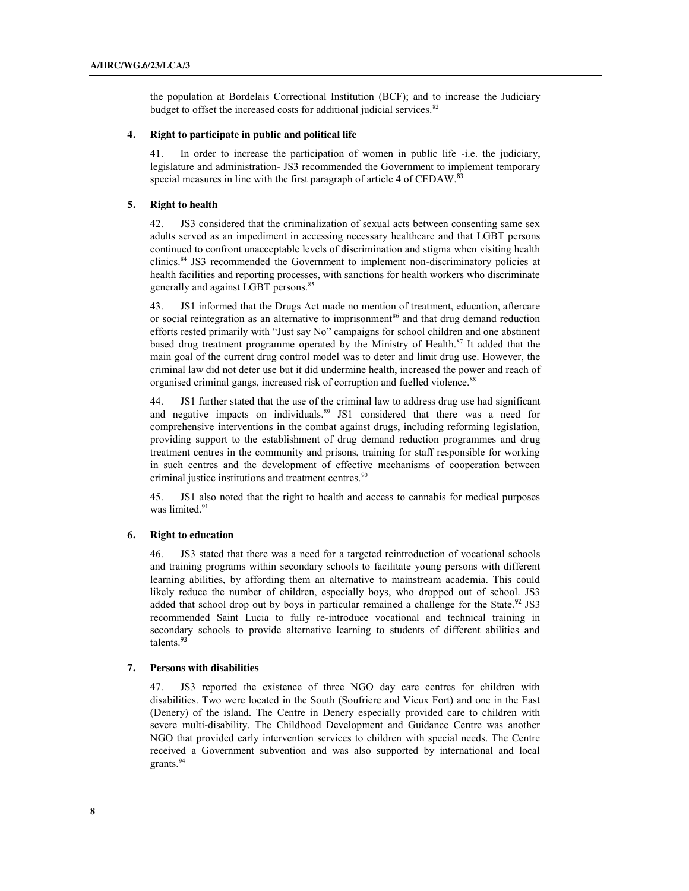the population at Bordelais Correctional Institution (BCF); and to increase the Judiciary budget to offset the increased costs for additional judicial services.[82]

### 4. Right to participate in public and political life

41. In order to increase the participation of women in public life -i.e. the judiciary, legislature and administration- JS3 recommended the Government to implement temporary special measures in line with the first paragraph of article 4 of CEDAW.[83]

### 5. Right to health

42. JS3 considered that the criminalization of sexual acts between consenting same sex adults served as an impediment in accessing necessary healthcare and that LGBT persons continued to confront unacceptable levels of discrimination and stigma when visiting health clinics.[84] JS3 recommended the Government to implement non-discriminatory policies at health facilities and reporting processes, with sanctions for health workers who discriminate generally and against LGBT persons.[85]

43. JS1 informed that the Drugs Act made no mention of treatment, education, aftercare or social reintegration as an alternative to imprisonment[86] and that drug demand reduction efforts rested primarily with "Just say No" campaigns for school children and one abstinent based drug treatment programme operated by the Ministry of Health.[87] It added that the main goal of the current drug control model was to deter and limit drug use. However, the criminal law did not deter use but it did undermine health, increased the power and reach of organised criminal gangs, increased risk of corruption and fuelled violence.[88]

44. JS1 further stated that the use of the criminal law to address drug use had significant and negative impacts on individuals.[89] JS1 considered that there was a need for comprehensive interventions in the combat against drugs, including reforming legislation, providing support to the establishment of drug demand reduction programmes and drug treatment centres in the community and prisons, training for staff responsible for working in such centres and the development of effective mechanisms of cooperation between criminal justice institutions and treatment centres.[90]

45. JS1 also noted that the right to health and access to cannabis for medical purposes was limited.[91]

### 6. Right to education

46. JS3 stated that there was a need for a targeted reintroduction of vocational schools and training programs within secondary schools to facilitate young persons with different learning abilities, by affording them an alternative to mainstream academia. This could likely reduce the number of children, especially boys, who dropped out of school. JS3 added that school drop out by boys in particular remained a challenge for the State.[92] JS3 recommended Saint Lucia to fully re-introduce vocational and technical training in secondary schools to provide alternative learning to students of different abilities and talents.[93]

### 7. Persons with disabilities

47. JS3 reported the existence of three NGO day care centres for children with disabilities. Two were located in the South (Soufriere and Vieux Fort) and one in the East (Denery) of the island. The Centre in Denery especially provided care to children with severe multi-disability. The Childhood Development and Guidance Centre was another NGO that provided early intervention services to children with special needs. The Centre received a Government subvention and was also supported by international and local grants.[94]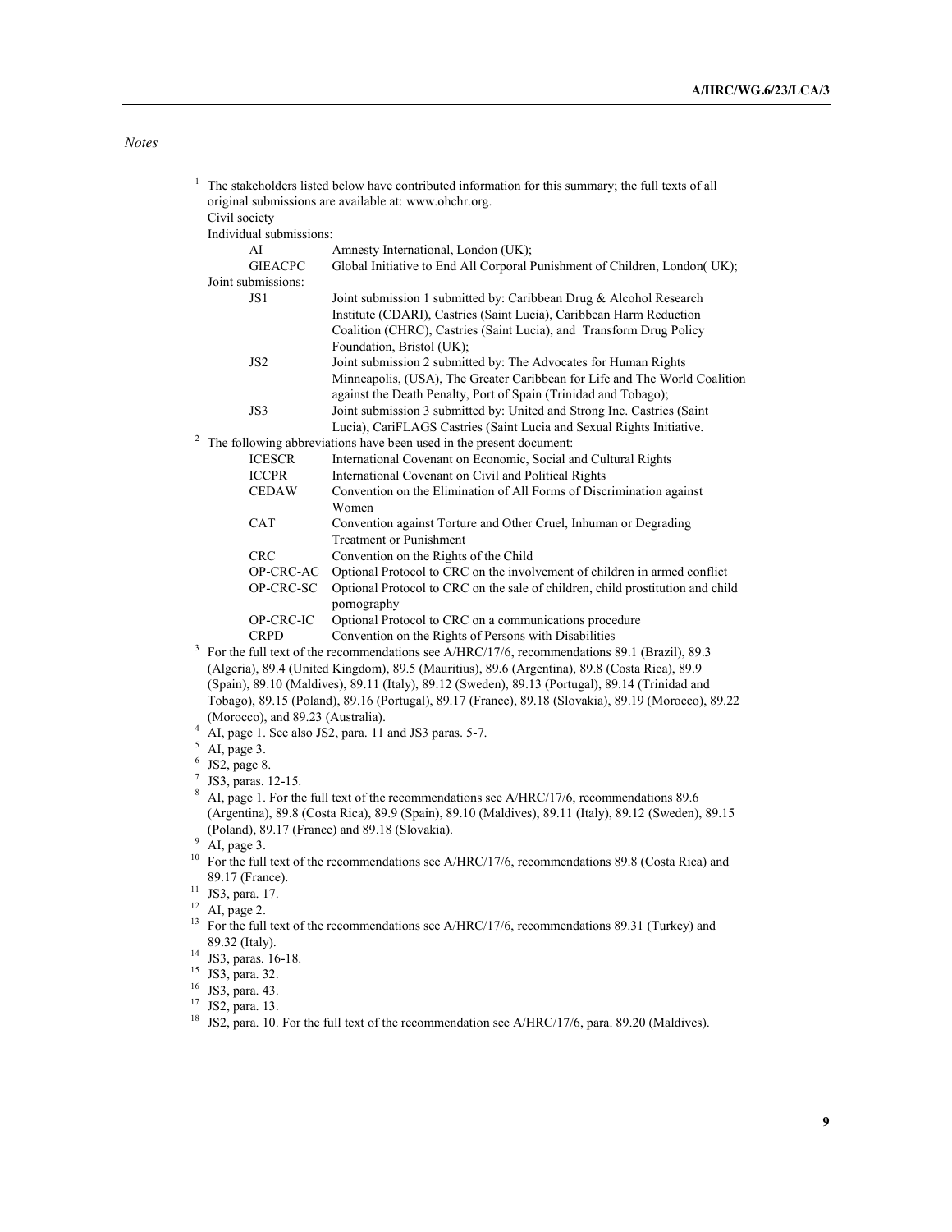*Notes*

[1] The stakeholders listed below have contributed information for this summary; the full texts of all original submissions are available at: www.ohchr.org.

Civil society

Individual submissions:

| | |
|---|---|
| AI | Amnesty International, London (UK); |
| GIEACPC | Global Initiative to End All Corporal Punishment of Children, London( UK); |

Joint submissions:

| | |
|---|---|
| JS1 | Joint submission 1 submitted by: Caribbean Drug & Alcohol Research Institute (CDARI), Castries (Saint Lucia), Caribbean Harm Reduction Coalition (CHRC), Castries (Saint Lucia), and Transform Drug Policy Foundation, Bristol (UK); |
| JS2 | Joint submission 2 submitted by: The Advocates for Human Rights Minneapolis, (USA), The Greater Caribbean for Life and The World Coalition against the Death Penalty, Port of Spain (Trinidad and Tobago); |
| JS3 | Joint submission 3 submitted by: United and Strong Inc. Castries (Saint Lucia), CariFLAGS Castries (Saint Lucia and Sexual Rights Initiative. |

[2] The following abbreviations have been used in the present document:

| | |
|---|---|
| ICESCR | International Covenant on Economic, Social and Cultural Rights |
| ICCPR | International Covenant on Civil and Political Rights |
| CEDAW | Convention on the Elimination of All Forms of Discrimination against Women |
| CAT | Convention against Torture and Other Cruel, Inhuman or Degrading Treatment or Punishment |
| CRC | Convention on the Rights of the Child |
| OP-CRC-AC | Optional Protocol to CRC on the involvement of children in armed conflict |
| OP-CRC-SC | Optional Protocol to CRC on the sale of children, child prostitution and child pornography |
| OP-CRC-IC | Optional Protocol to CRC on a communications procedure |
| CRPD | Convention on the Rights of Persons with Disabilities |

[3] For the full text of the recommendations see A/HRC/17/6, recommendations 89.1 (Brazil), 89.3 (Algeria), 89.4 (United Kingdom), 89.5 (Mauritius), 89.6 (Argentina), 89.8 (Costa Rica), 89.9 (Spain), 89.10 (Maldives), 89.11 (Italy), 89.12 (Sweden), 89.13 (Portugal), 89.14 (Trinidad and Tobago), 89.15 (Poland), 89.16 (Portugal), 89.17 (France), 89.18 (Slovakia), 89.19 (Morocco), 89.22 (Morocco), and 89.23 (Australia).

[4] AI, page 1. See also JS2, para. 11 and JS3 paras. 5-7.

[5] AI, page 3.

[6] JS2, page 8.

[7] JS3, paras. 12-15.

[8] AI, page 1. For the full text of the recommendations see A/HRC/17/6, recommendations 89.6 (Argentina), 89.8 (Costa Rica), 89.9 (Spain), 89.10 (Maldives), 89.11 (Italy), 89.12 (Sweden), 89.15 (Poland), 89.17 (France) and 89.18 (Slovakia).

[9] AI, page 3.

[10] For the full text of the recommendations see A/HRC/17/6, recommendations 89.8 (Costa Rica) and 89.17 (France).

[11] JS3, para. 17.

[12] AI, page 2.

[13] For the full text of the recommendations see A/HRC/17/6, recommendations 89.31 (Turkey) and 89.32 (Italy).

[14] JS3, paras. 16-18.

[15] JS3, para. 32.

[16] JS3, para. 43.

[17] JS2, para. 13.

[18] JS2, para. 10. For the full text of the recommendation see A/HRC/17/6, para. 89.20 (Maldives).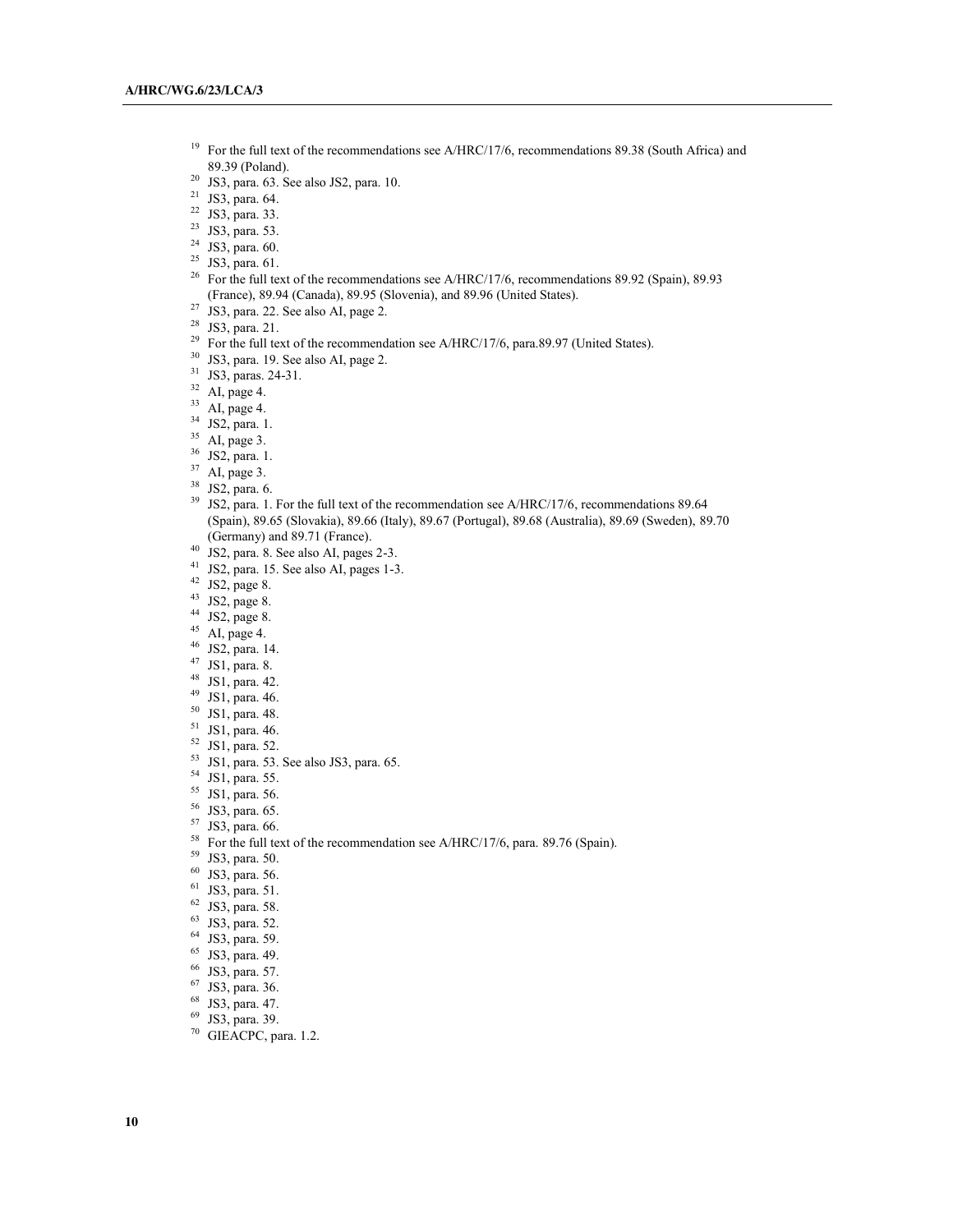[19] For the full text of the recommendations see A/HRC/17/6, recommendations 89.38 (South Africa) and 89.39 (Poland).

[20] JS3, para. 63. See also JS2, para. 10.

[21] JS3, para. 64.

[22] JS3, para. 33.

[23] JS3, para. 53.

[24] JS3, para. 60.

[25] JS3, para. 61.

[26] For the full text of the recommendations see A/HRC/17/6, recommendations 89.92 (Spain), 89.93 (France), 89.94 (Canada), 89.95 (Slovenia), and 89.96 (United States).

[27] JS3, para. 22. See also AI, page 2.

[28] JS3, para. 21.

[29] For the full text of the recommendation see A/HRC/17/6, para.89.97 (United States).

[30] JS3, para. 19. See also AI, page 2.

[31] JS3, paras. 24-31.

[32] AI, page 4.

[33] AI, page 4.

[34] JS2, para. 1.

[35] AI, page 3.

[36] JS2, para. 1.

[37] AI, page 3.

[38] JS2, para. 6.

[39] JS2, para. 1. For the full text of the recommendation see A/HRC/17/6, recommendations 89.64 (Spain), 89.65 (Slovakia), 89.66 (Italy), 89.67 (Portugal), 89.68 (Australia), 89.69 (Sweden), 89.70 (Germany) and 89.71 (France).

[40] JS2, para. 8. See also AI, pages 2-3.

[41] JS2, para. 15. See also AI, pages 1-3.

[42] JS2, page 8.

[43] JS2, page 8.

[44] JS2, page 8.

[45] AI, page 4.

[46] JS2, para. 14.

[47] JS1, para. 8.

[48] JS1, para. 42.

[49] JS1, para. 46.

[50] JS1, para. 48.

[51] JS1, para. 46.

[52] JS1, para. 52.

[53] JS1, para. 53. See also JS3, para. 65.

[54] JS1, para. 55.

[55] JS1, para. 56.

[56] JS3, para. 65.

[57] JS3, para. 66.

[58] For the full text of the recommendation see A/HRC/17/6, para. 89.76 (Spain).

[59] JS3, para. 50.

[60] JS3, para. 56.

[61] JS3, para. 51.

[62] JS3, para. 58.

[63] JS3, para. 52.

[64] JS3, para. 59.

[65] JS3, para. 49.

[66] JS3, para. 57.

[67] JS3, para. 36.

[68] JS3, para. 47.

[69] JS3, para. 39.

[70] GIEACPC, para. 1.2.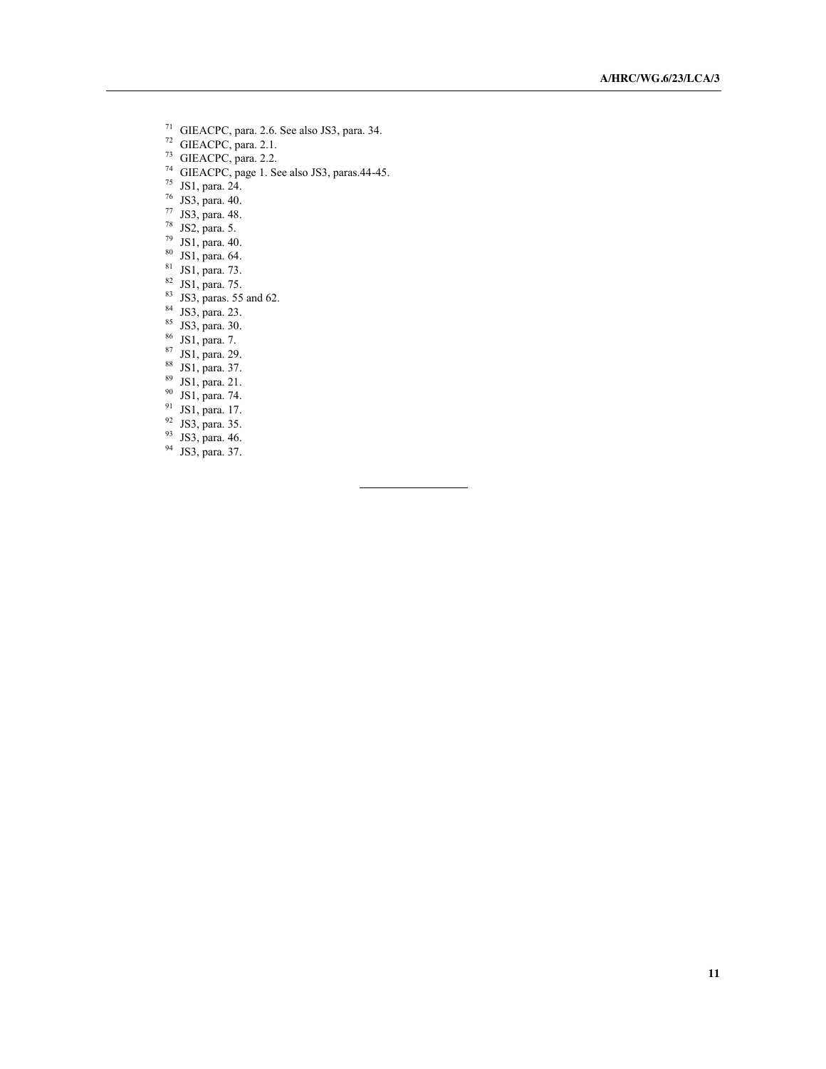[71] GIEACPC, para. 2.6. See also JS3, para. 34.
[72] GIEACPC, para. 2.1.
[73] GIEACPC, para. 2.2.
[74] GIEACPC, page 1. See also JS3, paras.44-45.
[75] JS1, para. 24.
[76] JS3, para. 40.
[77] JS3, para. 48.
[78] JS2, para. 5.
[79] JS1, para. 40.
[80] JS1, para. 64.
[81] JS1, para. 73.
[82] JS1, para. 75.
[83] JS3, paras. 55 and 62.
[84] JS3, para. 23.
[85] JS3, para. 30.
[86] JS1, para. 7.
[87] JS1, para. 29.
[88] JS1, para. 37.
[89] JS1, para. 21.
[90] JS1, para. 74.
[91] JS1, para. 17.
[92] JS3, para. 35.
[93] JS3, para. 46.
[94] JS3, para. 37.